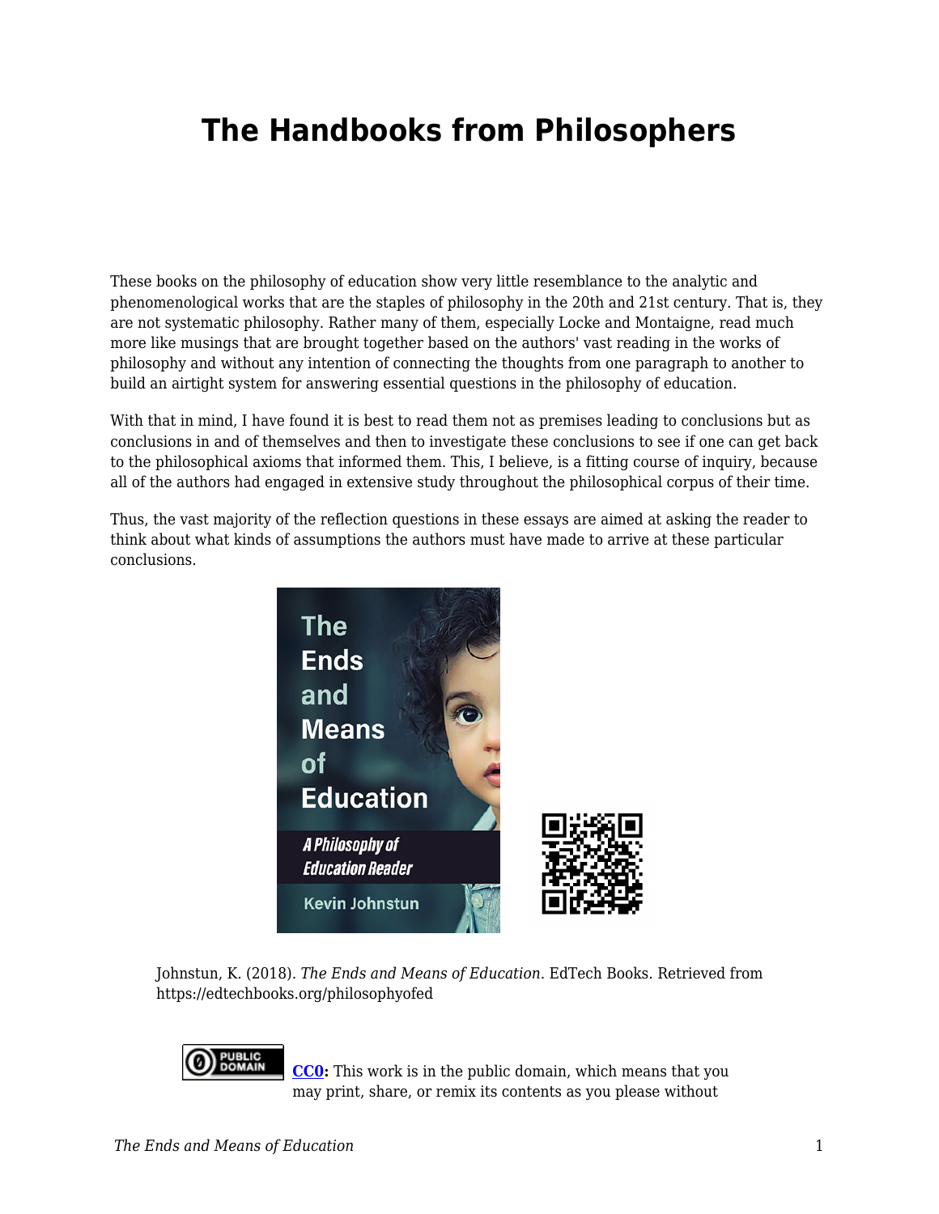# The Handbooks from Philosophers

These books on the philosophy of education show very little resemblance to the analytic and phenomenological works that are the staples of philosophy in the 20th and 21st century. That is, they are not systematic philosophy. Rather many of them, especially Locke and Montaigne, read much more like musings that are brought together based on the authors' vast reading in the works of philosophy and without any intention of connecting the thoughts from one paragraph to another to build an airtight system for answering essential questions in the philosophy of education.

With that in mind, I have found it is best to read them not as premises leading to conclusions but as conclusions in and of themselves and then to investigate these conclusions to see if one can get back to the philosophical axioms that informed them. This, I believe, is a fitting course of inquiry, because all of the authors had engaged in extensive study throughout the philosophical corpus of their time.

Thus, the vast majority of the reflection questions in these essays are aimed at asking the reader to think about what kinds of assumptions the authors must have made to arrive at these particular conclusions.

Johnstun, K. (2018). *The Ends and Means of Education*. EdTech Books. Retrieved from https://edtechbooks.org/philosophyofed

**CC0:** This work is in the public domain, which means that you may print, share, or remix its contents as you please without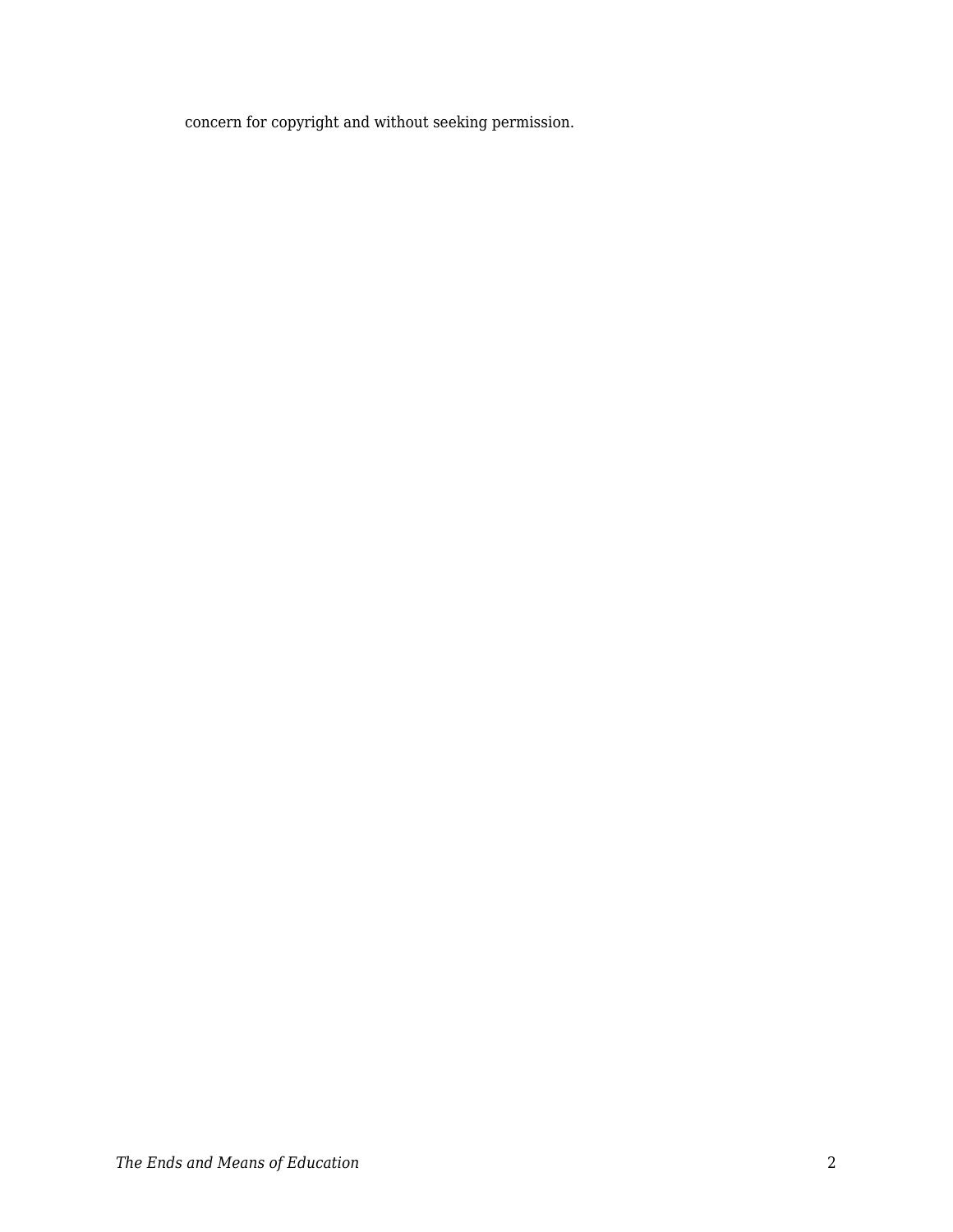concern for copyright and without seeking permission.